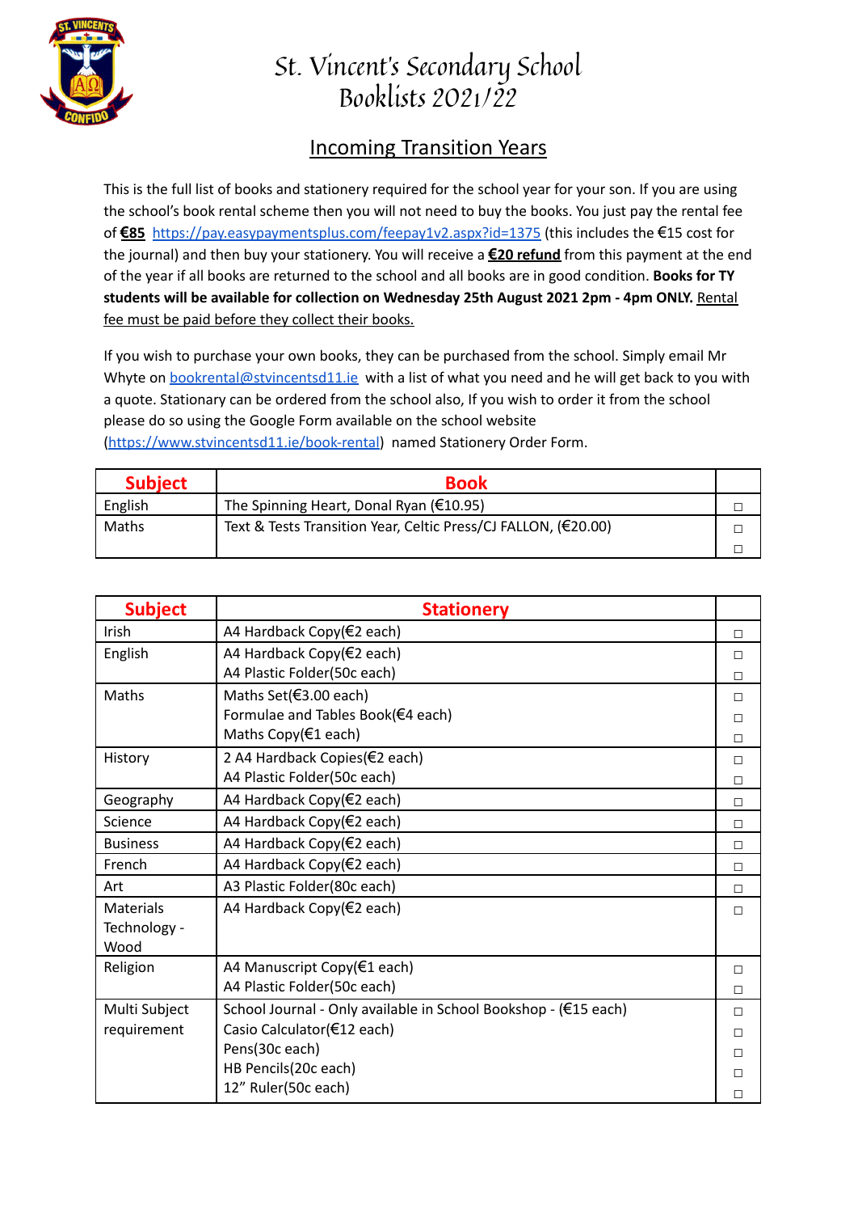# St. Vincent's Secondary School
# Booklists 2021/22

## Incoming Transition Years

This is the full list of books and stationery required for the school year for your son. If you are using the school's book rental scheme then you will not need to buy the books. You just pay the rental fee of **€85** https://pay.easypaymentsplus.com/feepay1v2.aspx?id=1375 (this includes the €15 cost for the journal) and then buy your stationery. You will receive a **€20 refund** from this payment at the end of the year if all books are returned to the school and all books are in good condition. **Books for TY students will be available for collection on Wednesday 25th August 2021 2pm - 4pm ONLY.** Rental fee must be paid before they collect their books.

If you wish to purchase your own books, they can be purchased from the school. Simply email Mr Whyte on bookrental@stvincentsd11.ie with a list of what you need and he will get back to you with a quote. Stationary can be ordered from the school also, If you wish to order it from the school please do so using the Google Form available on the school website (https://www.stvincentsd11.ie/book-rental) named Stationery Order Form.

| Subject | Book | |
|---|---|---|
| English | The Spinning Heart, Donal Ryan (€10.95) | ☐ |
| Maths | Text & Tests Transition Year, Celtic Press/CJ FALLON, (€20.00) | ☐<br>☐ |

| Subject | Stationery | |
|---|---|---|
| Irish | A4 Hardback Copy(€2 each) | ☐ |
| English | A4 Hardback Copy(€2 each)<br>A4 Plastic Folder(50c each) | ☐<br>☐ |
| Maths | Maths Set(€3.00 each)<br>Formulae and Tables Book(€4 each)<br>Maths Copy(€1 each) | ☐<br>☐<br>☐ |
| History | 2 A4 Hardback Copies(€2 each)<br>A4 Plastic Folder(50c each) | ☐<br>☐ |
| Geography | A4 Hardback Copy(€2 each) | ☐ |
| Science | A4 Hardback Copy(€2 each) | ☐ |
| Business | A4 Hardback Copy(€2 each) | ☐ |
| French | A4 Hardback Copy(€2 each) | ☐ |
| Art | A3 Plastic Folder(80c each) | ☐ |
| Materials Technology - Wood | A4 Hardback Copy(€2 each) | ☐ |
| Religion | A4 Manuscript Copy(€1 each)<br>A4 Plastic Folder(50c each) | ☐<br>☐ |
| Multi Subject requirement | School Journal - Only available in School Bookshop - (€15 each)<br>Casio Calculator(€12 each)<br>Pens(30c each)<br>HB Pencils(20c each)<br>12" Ruler(50c each) | ☐<br>☐<br>☐<br>☐<br>☐ |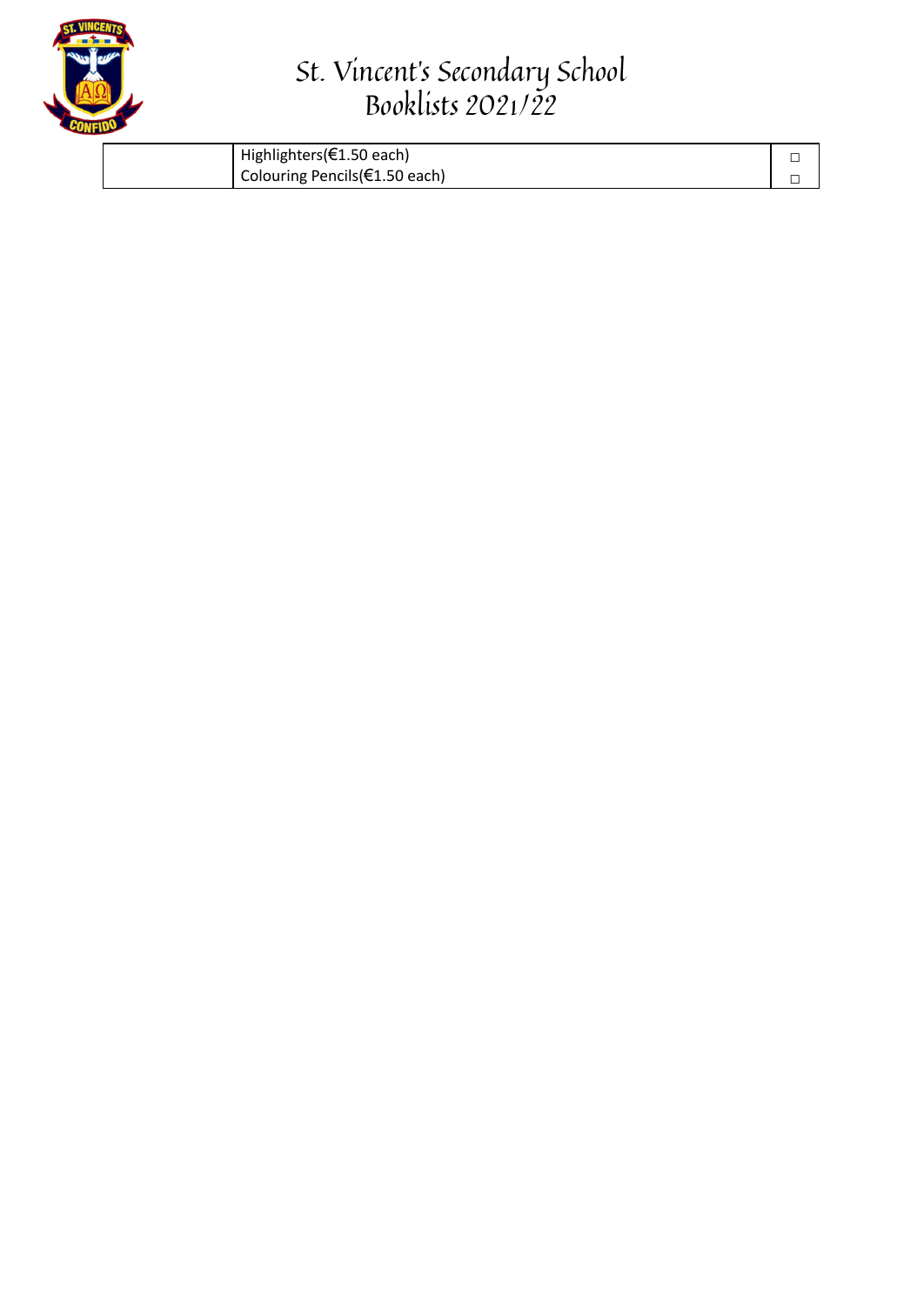# St. Vincent's Secondary School
## Booklists 2021/22

| | | |
|---|---|---|
| | Highlighters(€1.50 each) | □ |
| | Colouring Pencils(€1.50 each) | □ |